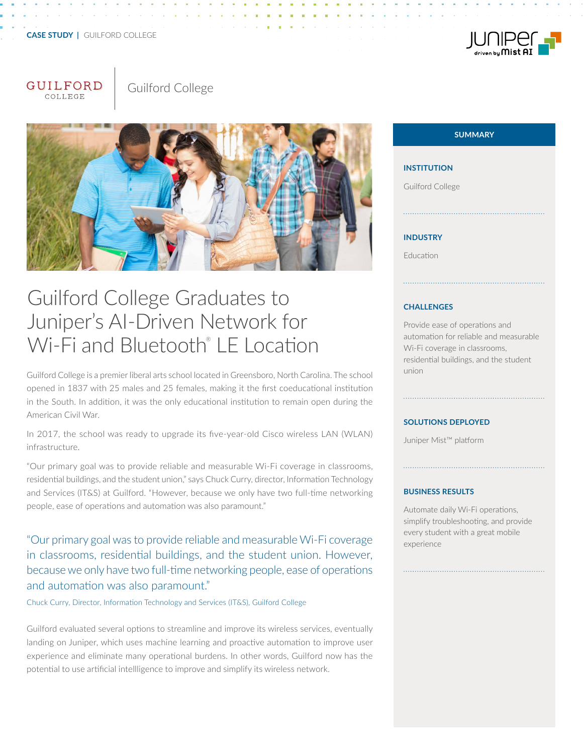CASE STUDY | GUILFORD COLLEGE

Guilford College

# Guilford College Graduates to Juniper's AI-Driven Network for Wi-Fi and Bluetooth® LE Location

Guilford College is a premier liberal arts school located in Greensboro, North Carolina. The school opened in 1837 with 25 males and 25 females, making it the first coeducational institution in the South. In addition, it was the only educational institution to remain open during the American Civil War.

In 2017, the school was ready to upgrade its five-year-old Cisco wireless LAN (WLAN) infrastructure.

"Our primary goal was to provide reliable and measurable Wi-Fi coverage in classrooms, residential buildings, and the student union," says Chuck Curry, director, Information Technology and Services (IT&S) at Guilford. "However, because we only have two full-time networking people, ease of operations and automation was also paramount."

> "Our primary goal was to provide reliable and measurable Wi-Fi coverage in classrooms, residential buildings, and the student union. However, because we only have two full-time networking people, ease of operations and automation was also paramount."
>
> Chuck Curry, Director, Information Technology and Services (IT&S), Guilford College

Guilford evaluated several options to streamline and improve its wireless services, eventually landing on Juniper, which uses machine learning and proactive automation to improve user experience and eliminate many operational burdens. In other words, Guilford now has the potential to use artificial intellligence to improve and simplify its wireless network.

## SUMMARY

### INSTITUTION

Guilford College

### INDUSTRY

Education

### CHALLENGES

Provide ease of operations and automation for reliable and measurable Wi-Fi coverage in classrooms, residential buildings, and the student union

### SOLUTIONS DEPLOYED

Juniper Mist™ platform

### BUSINESS RESULTS

Automate daily Wi-Fi operations, simplify troubleshooting, and provide every student with a great mobile experience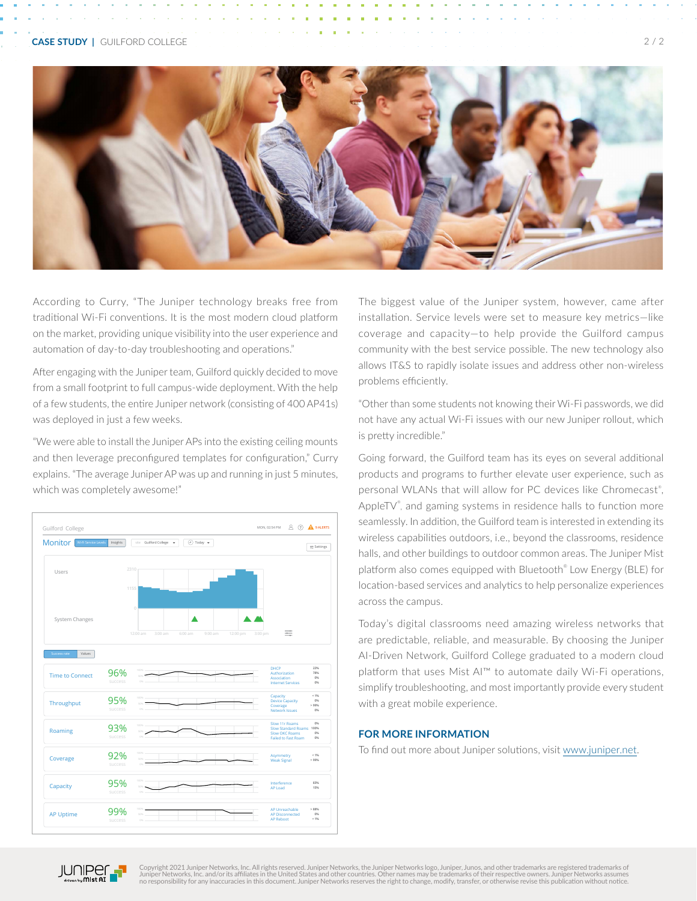According to Curry, "The Juniper technology breaks free from traditional Wi-Fi conventions. It is the most modern cloud platform on the market, providing unique visibility into the user experience and automation of day-to-day troubleshooting and operations."

After engaging with the Juniper team, Guilford quickly decided to move from a small footprint to full campus-wide deployment. With the help of a few students, the entire Juniper network (consisting of 400 AP41s) was deployed in just a few weeks.

"We were able to install the Juniper APs into the existing ceiling mounts and then leverage preconfigured templates for configuration," Curry explains. "The average Juniper AP was up and running in just 5 minutes, which was completely awesome!"

The biggest value of the Juniper system, however, came after installation. Service levels were set to measure key metrics—like coverage and capacity—to help provide the Guilford campus community with the best service possible. The new technology also allows IT&S to rapidly isolate issues and address other non-wireless problems efficiently.

"Other than some students not knowing their Wi-Fi passwords, we did not have any actual Wi-Fi issues with our new Juniper rollout, which is pretty incredible."

Going forward, the Guilford team has its eyes on several additional products and programs to further elevate user experience, such as personal WLANs that will allow for PC devices like Chromecast®, AppleTV®, and gaming systems in residence halls to function more seamlessly. In addition, the Guilford team is interested in extending its wireless capabilities outdoors, i.e., beyond the classrooms, residence halls, and other buildings to outdoor common areas. The Juniper Mist platform also comes equipped with Bluetooth® Low Energy (BLE) for location-based services and analytics to help personalize experiences across the campus.

Today's digital classrooms need amazing wireless networks that are predictable, reliable, and measurable. By choosing the Juniper AI-Driven Network, Guilford College graduated to a modern cloud platform that uses Mist AI™ to automate daily Wi-Fi operations, simplify troubleshooting, and most importantly provide every student with a great mobile experience.

## FOR MORE INFORMATION

To find out more about Juniper solutions, visit www.juniper.net.

Copyright 2021 Juniper Networks, Inc. All rights reserved. Juniper Networks, the Juniper Networks logo, Juniper, Junos, and other trademarks are registered trademarks of Juniper Networks, Inc. and/or its affiliates in the United States and other countries. Other names may be trademarks of their respective owners. Juniper Networks assumes no responsibility for any inaccuracies in this document. Juniper Networks reserves the right to change, modify, transfer, or otherwise revise this publication without notice.